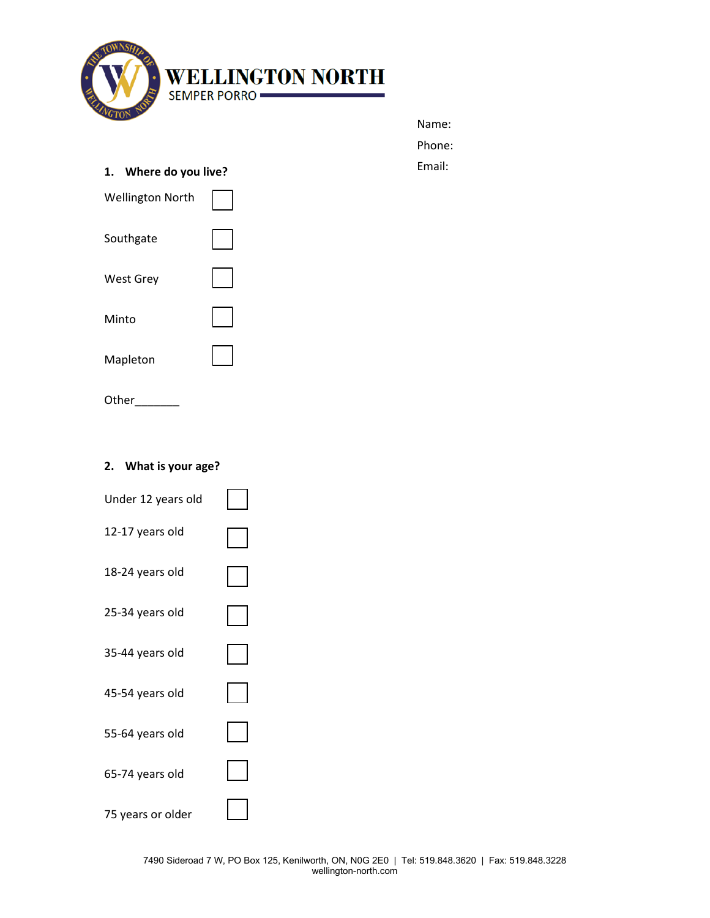# WELLINGTON NORTH

SEMPER PORRO

Name:

Phone:

Email:

**1. Where do you live?**

Wellington North ☐

Southgate ☐

West Grey ☐

Minto ☐

Mapleton ☐

Other_______

**2. What is your age?**

Under 12 years old ☐

12-17 years old ☐

18-24 years old ☐

25-34 years old ☐

35-44 years old ☐

45-54 years old ☐

55-64 years old ☐

65-74 years old ☐

75 years or older ☐

7490 Sideroad 7 W, PO Box 125, Kenilworth, ON, N0G 2E0 | Tel: 519.848.3620 | Fax: 519.848.3228
wellington-north.com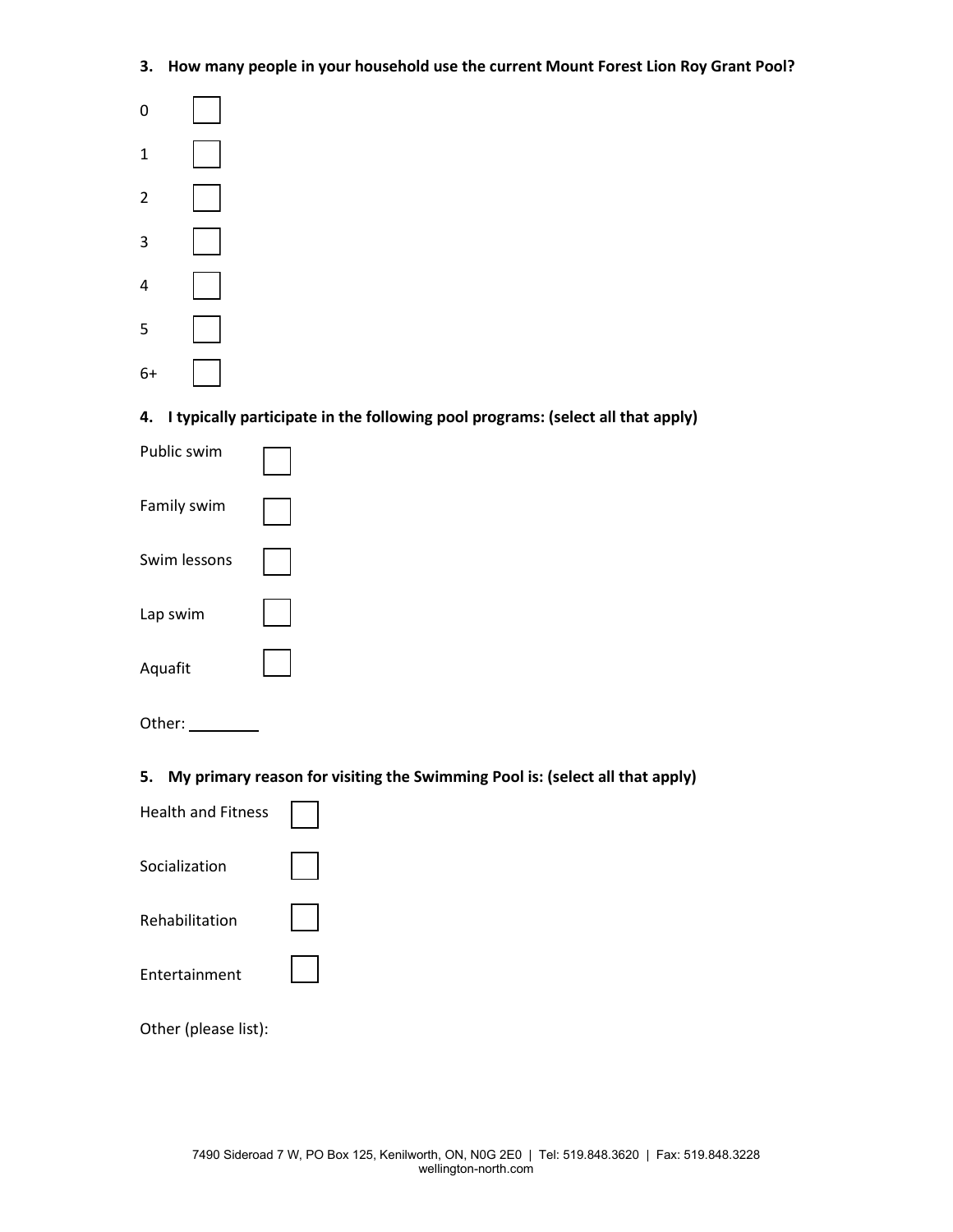**3. How many people in your household use the current Mount Forest Lion Roy Grant Pool?**

- 0 ☐
- 1 ☐
- 2 ☐
- 3 ☐
- 4 ☐
- 5 ☐
- 6+ ☐

**4. I typically participate in the following pool programs: (select all that apply)**

- Public swim ☐
- Family swim ☐
- Swim lessons ☐
- Lap swim ☐
- Aquafit ☐

Other: ________

**5. My primary reason for visiting the Swimming Pool is: (select all that apply)**

- Health and Fitness ☐
- Socialization ☐
- Rehabilitation ☐
- Entertainment ☐

Other (please list):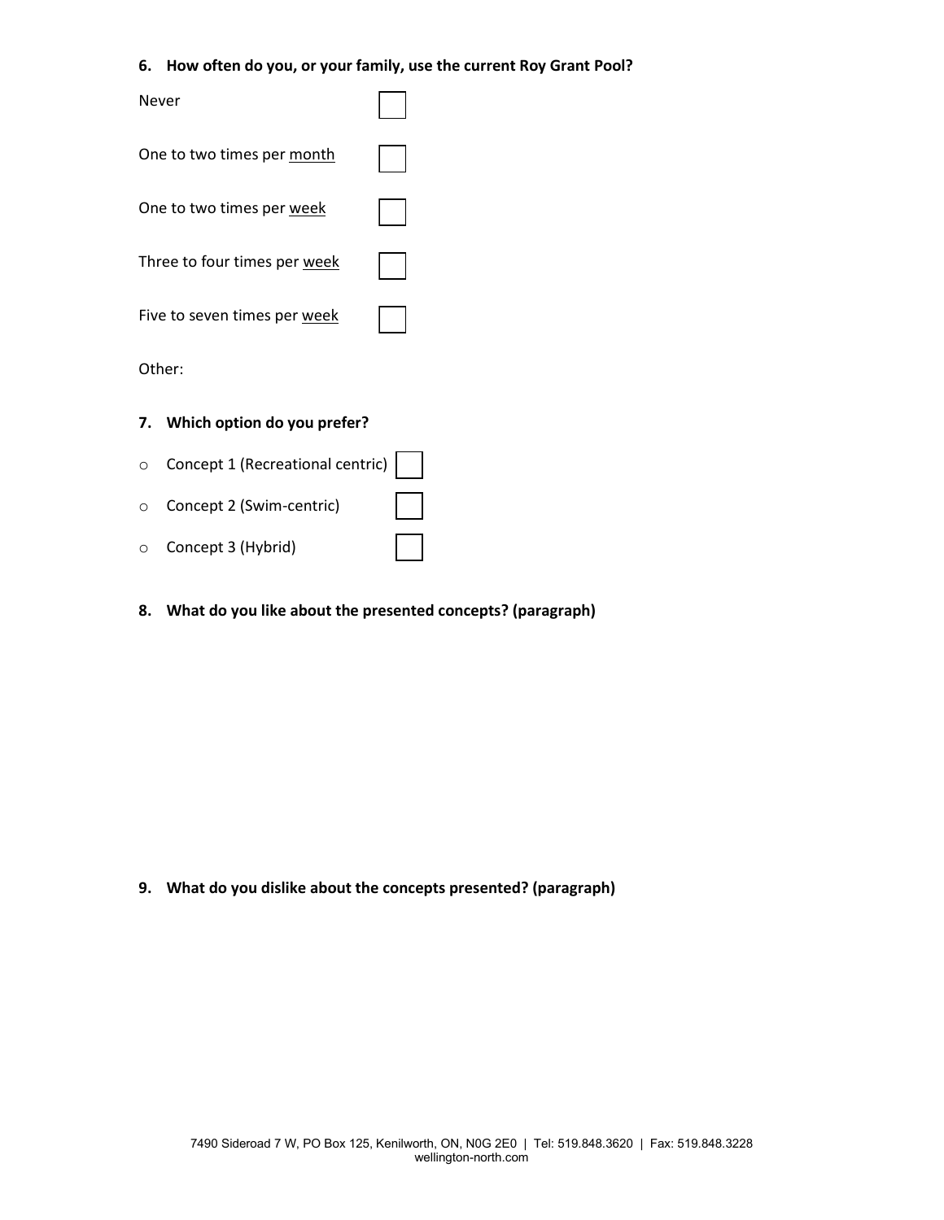**6. How often do you, or your family, use the current Roy Grant Pool?**

- [ ] Never
- [ ] One to two times per <u>month</u>
- [ ] One to two times per <u>week</u>
- [ ] Three to four times per <u>week</u>
- [ ] Five to seven times per <u>week</u>

Other:

**7. Which option do you prefer?**

- Concept 1 (Recreational centric) [ ]
- Concept 2 (Swim-centric) [ ]
- Concept 3 (Hybrid) [ ]

**8. What do you like about the presented concepts? (paragraph)**

**9. What do you dislike about the concepts presented? (paragraph)**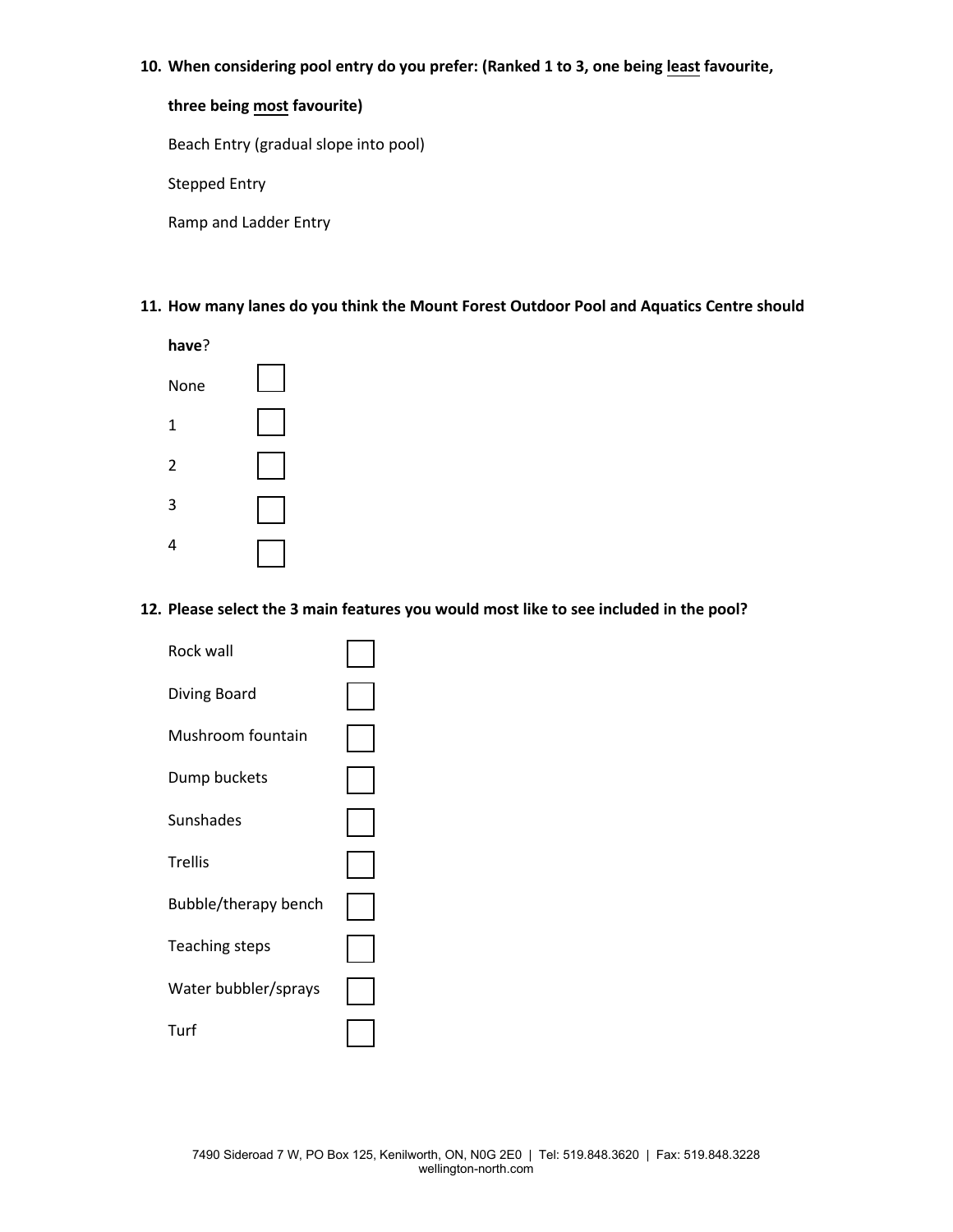**10. When considering pool entry do you prefer: (Ranked 1 to 3, one being least favourite, three being most favourite)**

Beach Entry (gradual slope into pool)

Stepped Entry

Ramp and Ladder Entry

**11. How many lanes do you think the Mount Forest Outdoor Pool and Aquatics Centre should have?**

- None ☐
- 1 ☐
- 2 ☐
- 3 ☐
- 4 ☐

**12. Please select the 3 main features you would most like to see included in the pool?**

- Rock wall ☐
- Diving Board ☐
- Mushroom fountain ☐
- Dump buckets ☐
- Sunshades ☐
- Trellis ☐
- Bubble/therapy bench ☐
- Teaching steps ☐
- Water bubbler/sprays ☐
- Turf ☐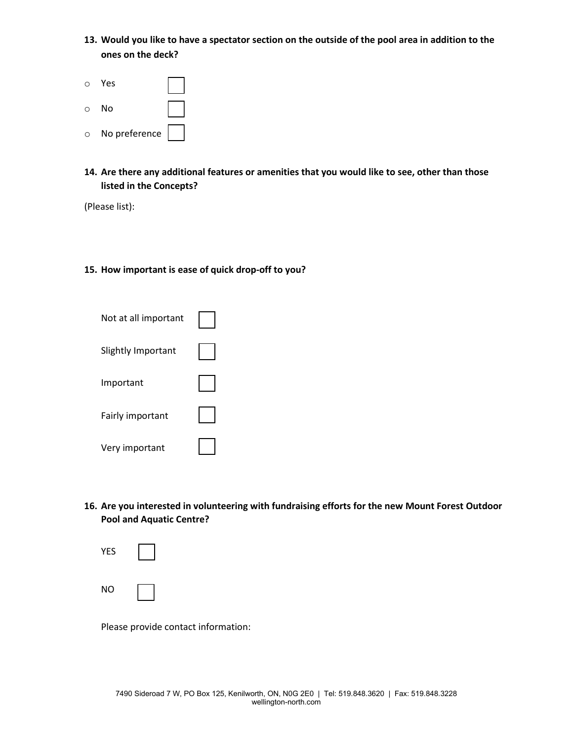**13. Would you like to have a spectator section on the outside of the pool area in addition to the ones on the deck?**

- Yes ☐
- No ☐
- No preference ☐

**14. Are there any additional features or amenities that you would like to see, other than those listed in the Concepts?**

(Please list):

**15. How important is ease of quick drop-off to you?**

Not at all important ☐

Slightly Important ☐

Important ☐

Fairly important ☐

Very important ☐

**16. Are you interested in volunteering with fundraising efforts for the new Mount Forest Outdoor Pool and Aquatic Centre?**

YES ☐

NO ☐

Please provide contact information:

7490 Sideroad 7 W, PO Box 125, Kenilworth, ON, N0G 2E0 | Tel: 519.848.3620 | Fax: 519.848.3228
wellington-north.com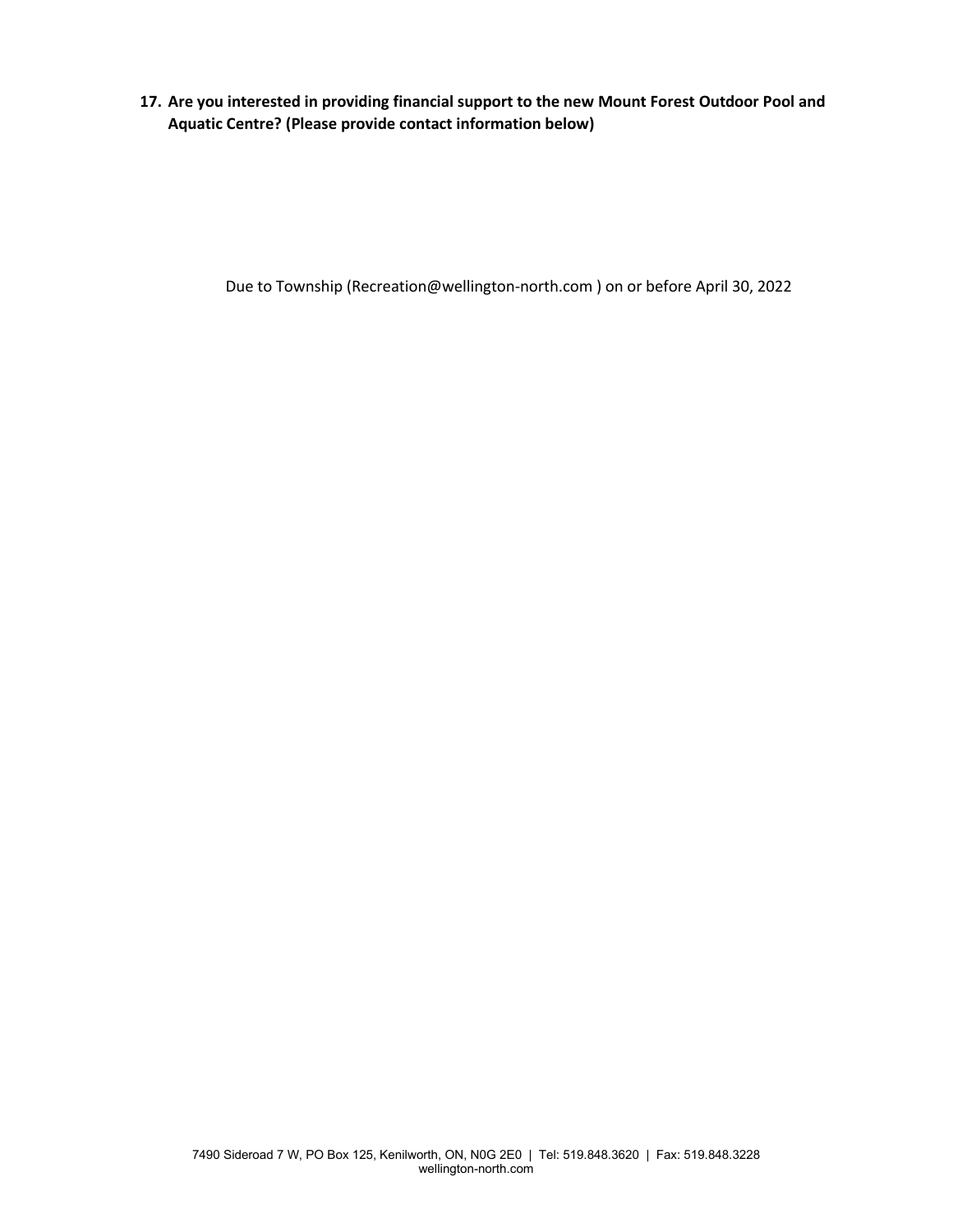17. **Are you interested in providing financial support to the new Mount Forest Outdoor Pool and Aquatic Centre? (Please provide contact information below)**

Due to Township (Recreation@wellington-north.com ) on or before April 30, 2022